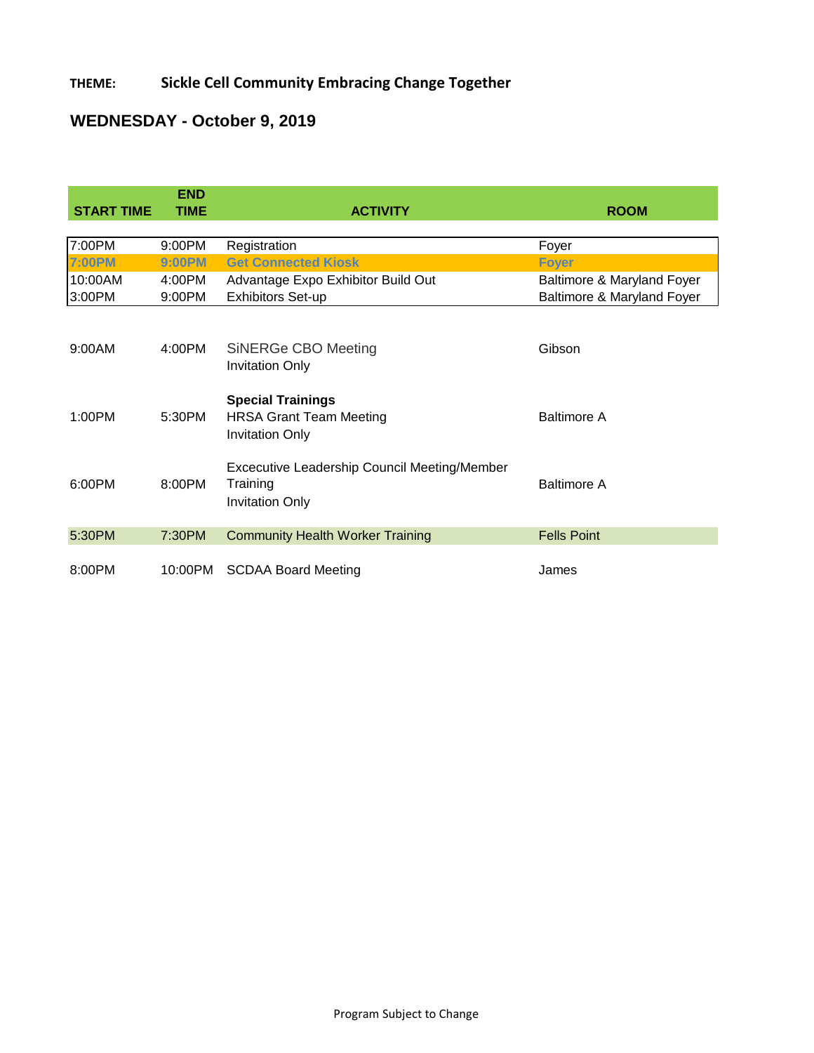**THEME:** **Sickle Cell Community Embracing Change Together**

## WEDNESDAY - October 9, 2019

| START TIME | END TIME | ACTIVITY | ROOM |
|---|---|---|---|
| 7:00PM | 9:00PM | Registration | Foyer |
| **7:00PM** | **9:00PM** | **Get Connected Kiosk** | **Foyer** |
| 10:00AM | 4:00PM | Advantage Expo Exhibitor Build Out | Baltimore & Maryland Foyer |
| 3:00PM | 9:00PM | Exhibitors Set-up | Baltimore & Maryland Foyer |
| | | | |
| 9:00AM | 4:00PM | SiNERGe CBO Meeting<br>Invitation Only | Gibson |
| 1:00PM | 5:30PM | **Special Trainings**<br>HRSA Grant Team Meeting<br>Invitation Only | Baltimore A |
| 6:00PM | 8:00PM | Excecutive Leadership Council Meeting/Member Training<br>Invitation Only | Baltimore A |
| 5:30PM | 7:30PM | Community Health Worker Training | Fells Point |
| 8:00PM | 10:00PM | SCDAA Board Meeting | James |

Program Subject to Change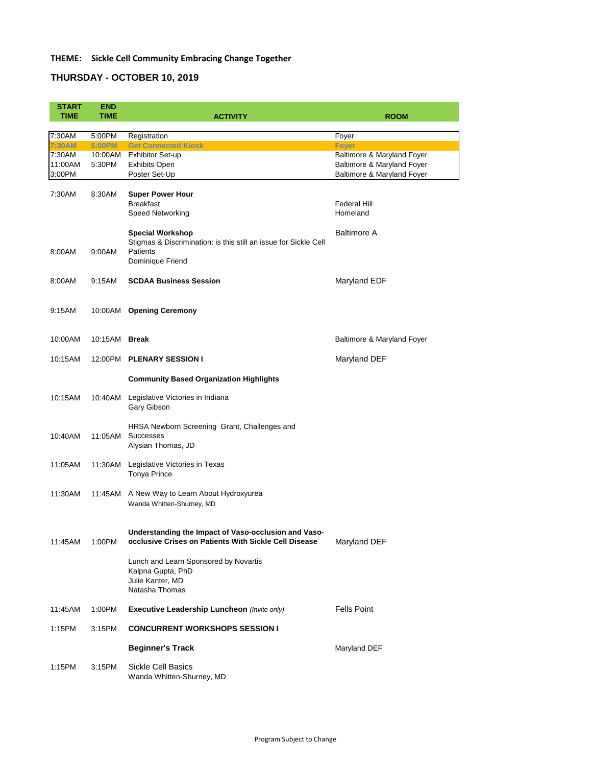**THEME: Sickle Cell Community Embracing Change Together**

## THURSDAY - OCTOBER 10, 2019

| START TIME | END TIME | ACTIVITY | ROOM |
|---|---|---|---|
| 7:30AM | 5:00PM | Registration | Foyer |
| 7:30AM | 5:00PM | **Get Connected Kiosk** | **Foyer** |
| 7:30AM | 10:00AM | Exhibitor Set-up | Baltimore & Maryland Foyer |
| 11:00AM | 5:30PM | Exhibits Open | Baltimore & Maryland Foyer |
| 3:00PM | | Poster Set-Up | Baltimore & Maryland Foyer |
| 7:30AM | 8:30AM | **Super Power Hour** | |
| | | Breakfast | Federal Hill |
| | | Speed Networking | Homeland |
| 8:00AM | 9:00AM | **Special Workshop**<br>Stigmas & Discrimination: is this still an issue for Sickle Cell Patients<br>Dominique Friend | Baltimore A |
| 8:00AM | 9:15AM | **SCDAA Business Session** | Maryland EDF |
| 9:15AM | 10:00AM | **Opening Ceremony** | |
| 10:00AM | 10:15AM | **Break** | Baltimore & Maryland Foyer |
| 10:15AM | 12:00PM | **PLENARY SESSION I** | Maryland DEF |
| | | **Community Based Organization Highlights** | |
| 10:15AM | 10:40AM | Legislative Victories in Indiana<br>Gary Gibson | |
| 10:40AM | 11:05AM | HRSA Newborn Screening Grant, Challenges and Successes<br>Alysian Thomas, JD | |
| 11:05AM | 11:30AM | Legislative Victories in Texas<br>Tonya Prince | |
| 11:30AM | 11:45AM | A New Way to Learn About Hydroxyurea<br>Wanda Whitten-Shurney, MD | |
| 11:45AM | 1:00PM | **Understanding the Impact of Vaso-occlusion and Vaso-occlusive Crises on Patients With Sickle Cell Disease**<br>Lunch and Learn Sponsored by Novartis<br>Kalpna Gupta, PhD<br>Julie Kanter, MD<br>Natasha Thomas | Maryland DEF |
| 11:45AM | 1:00PM | **Executive Leadership Luncheon** *(Invite only)* | Fells Point |
| 1:15PM | 3:15PM | **CONCURRENT WORKSHOPS SESSION I** | |
| | | **Beginner's Track** | Maryland DEF |
| 1:15PM | 3:15PM | Sickle Cell Basics<br>Wanda Whitten-Shurney, MD | |

Program Subject to Change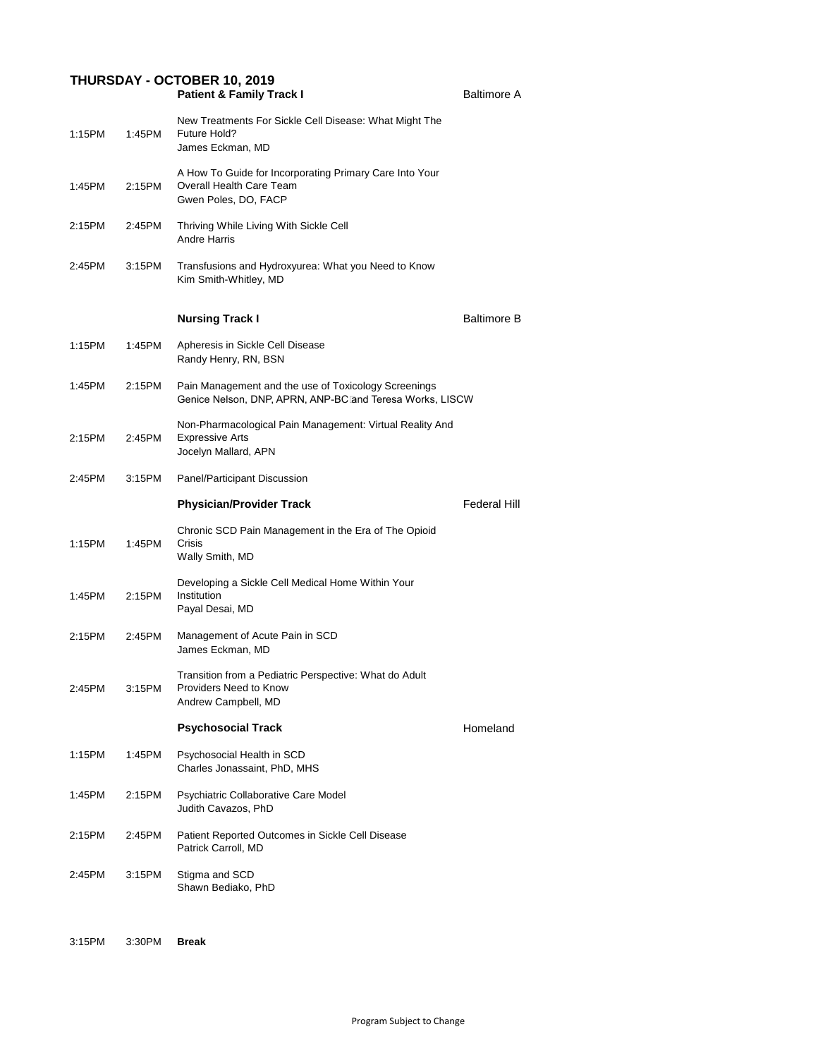## THURSDAY - OCTOBER 10, 2019

### Patient & Family Track I — Baltimore A

| Start | End | Session |
|---|---|---|
| 1:15PM | 1:45PM | New Treatments For Sickle Cell Disease: What Might The Future Hold?<br>James Eckman, MD |
| 1:45PM | 2:15PM | A How To Guide for Incorporating Primary Care Into Your Overall Health Care Team<br>Gwen Poles, DO, FACP |
| 2:15PM | 2:45PM | Thriving While Living With Sickle Cell<br>Andre Harris |
| 2:45PM | 3:15PM | Transfusions and Hydroxyurea: What you Need to Know<br>Kim Smith-Whitley, MD |

### Nursing Track I — Baltimore B

| Start | End | Session |
|---|---|---|
| 1:15PM | 1:45PM | Apheresis in Sickle Cell Disease<br>Randy Henry, RN, BSN |
| 1:45PM | 2:15PM | Pain Management and the use of Toxicology Screenings<br>Genice Nelson, DNP, APRN, ANP-BC and Teresa Works, LISCW |
| 2:15PM | 2:45PM | Non-Pharmacological Pain Management: Virtual Reality And Expressive Arts<br>Jocelyn Mallard, APN |
| 2:45PM | 3:15PM | Panel/Participant Discussion |

### Physician/Provider Track — Federal Hill

| Start | End | Session |
|---|---|---|
| 1:15PM | 1:45PM | Chronic SCD Pain Management in the Era of The Opioid Crisis<br>Wally Smith, MD |
| 1:45PM | 2:15PM | Developing a Sickle Cell Medical Home Within Your Institution<br>Payal Desai, MD |
| 2:15PM | 2:45PM | Management of Acute Pain in SCD<br>James Eckman, MD |
| 2:45PM | 3:15PM | Transition from a Pediatric Perspective: What do Adult Providers Need to Know<br>Andrew Campbell, MD |

### Psychosocial Track — Homeland

| Start | End | Session |
|---|---|---|
| 1:15PM | 1:45PM | Psychosocial Health in SCD<br>Charles Jonassaint, PhD, MHS |
| 1:45PM | 2:15PM | Psychiatric Collaborative Care Model<br>Judith Cavazos, PhD |
| 2:15PM | 2:45PM | Patient Reported Outcomes in Sickle Cell Disease<br>Patrick Carroll, MD |
| 2:45PM | 3:15PM | Stigma and SCD<br>Shawn Bediako, PhD |

| Start | End | Session |
|---|---|---|
| 3:15PM | 3:30PM | **Break** |

Program Subject to Change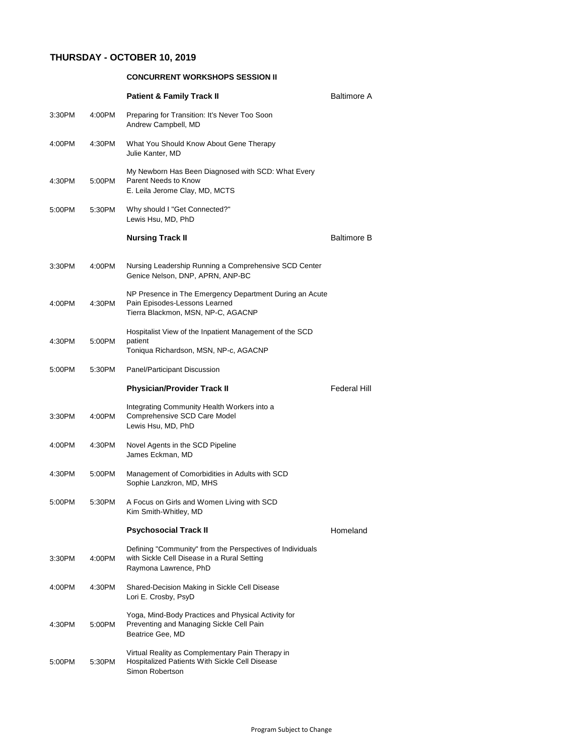## THURSDAY - OCTOBER 10, 2019

### CONCURRENT WORKSHOPS SESSION II

| | | **Patient & Family Track II** | Baltimore A |
|---|---|---|---|
| 3:30PM | 4:00PM | Preparing for Transition: It's Never Too Soon<br>Andrew Campbell, MD | |
| 4:00PM | 4:30PM | What You Should Know About Gene Therapy<br>Julie Kanter, MD | |
| 4:30PM | 5:00PM | My Newborn Has Been Diagnosed with SCD: What Every Parent Needs to Know<br>E. Leila Jerome Clay, MD, MCTS | |
| 5:00PM | 5:30PM | Why should I "Get Connected?"<br>Lewis Hsu, MD, PhD | |
| | | **Nursing Track II** | Baltimore B |
| 3:30PM | 4:00PM | Nursing Leadership Running a Comprehensive SCD Center<br>Genice Nelson, DNP, APRN, ANP-BC | |
| 4:00PM | 4:30PM | NP Presence in The Emergency Department During an Acute Pain Episodes-Lessons Learned<br>Tierra Blackmon, MSN, NP-C, AGACNP | |
| 4:30PM | 5:00PM | Hospitalist View of the Inpatient Management of the SCD patient<br>Toniqua Richardson, MSN, NP-c, AGACNP | |
| 5:00PM | 5:30PM | Panel/Participant Discussion | |
| | | **Physician/Provider Track II** | Federal Hill |
| 3:30PM | 4:00PM | Integrating Community Health Workers into a Comprehensive SCD Care Model<br>Lewis Hsu, MD, PhD | |
| 4:00PM | 4:30PM | Novel Agents in the SCD Pipeline<br>James Eckman, MD | |
| 4:30PM | 5:00PM | Management of Comorbidities in Adults with SCD<br>Sophie Lanzkron, MD, MHS | |
| 5:00PM | 5:30PM | A Focus on Girls and Women Living with SCD<br>Kim Smith-Whitley, MD | |
| | | **Psychosocial Track II** | Homeland |
| 3:30PM | 4:00PM | Defining "Community" from the Perspectives of Individuals with Sickle Cell Disease in a Rural Setting<br>Raymona Lawrence, PhD | |
| 4:00PM | 4:30PM | Shared-Decision Making in Sickle Cell Disease<br>Lori E. Crosby, PsyD | |
| 4:30PM | 5:00PM | Yoga, Mind-Body Practices and Physical Activity for Preventing and Managing Sickle Cell Pain<br>Beatrice Gee, MD | |
| 5:00PM | 5:30PM | Virtual Reality as Complementary Pain Therapy in Hospitalized Patients With Sickle Cell Disease<br>Simon Robertson | |

Program Subject to Change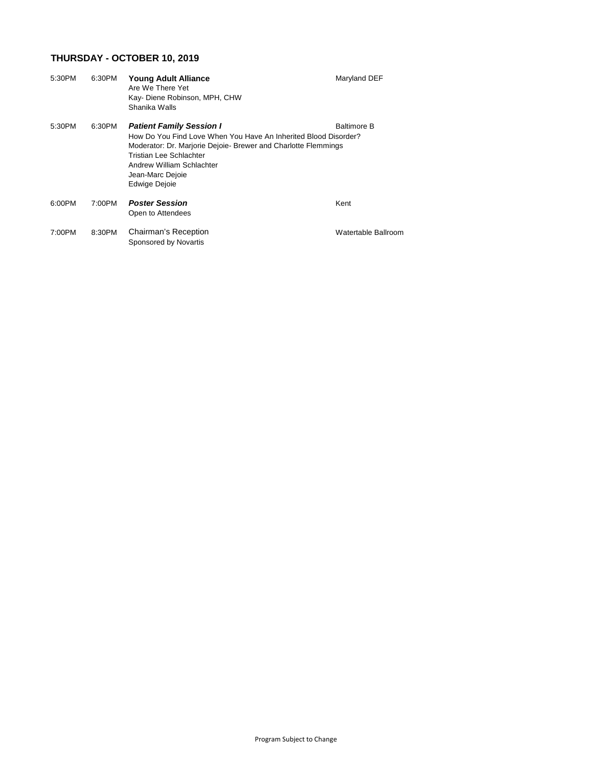## THURSDAY - OCTOBER 10, 2019

| Start | End | Session | Location |
|---|---|---|---|
| 5:30PM | 6:30PM | **Young Adult Alliance**<br>Are We There Yet<br>Kay- Diene Robinson, MPH, CHW<br>Shanika Walls | Maryland DEF |
| 5:30PM | 6:30PM | ***Patient Family Session I***<br>How Do You Find Love When You Have An Inherited Blood Disorder?<br>Moderator: Dr. Marjorie Dejoie- Brewer and Charlotte Flemmings<br>Tristian Lee Schlachter<br>Andrew William Schlachter<br>Jean-Marc Dejoie<br>Edwige Dejoie | Baltimore B |
| 6:00PM | 7:00PM | ***Poster Session***<br>Open to Attendees | Kent |
| 7:00PM | 8:30PM | Chairman's Reception<br>Sponsored by Novartis | Watertable Ballroom |

Program Subject to Change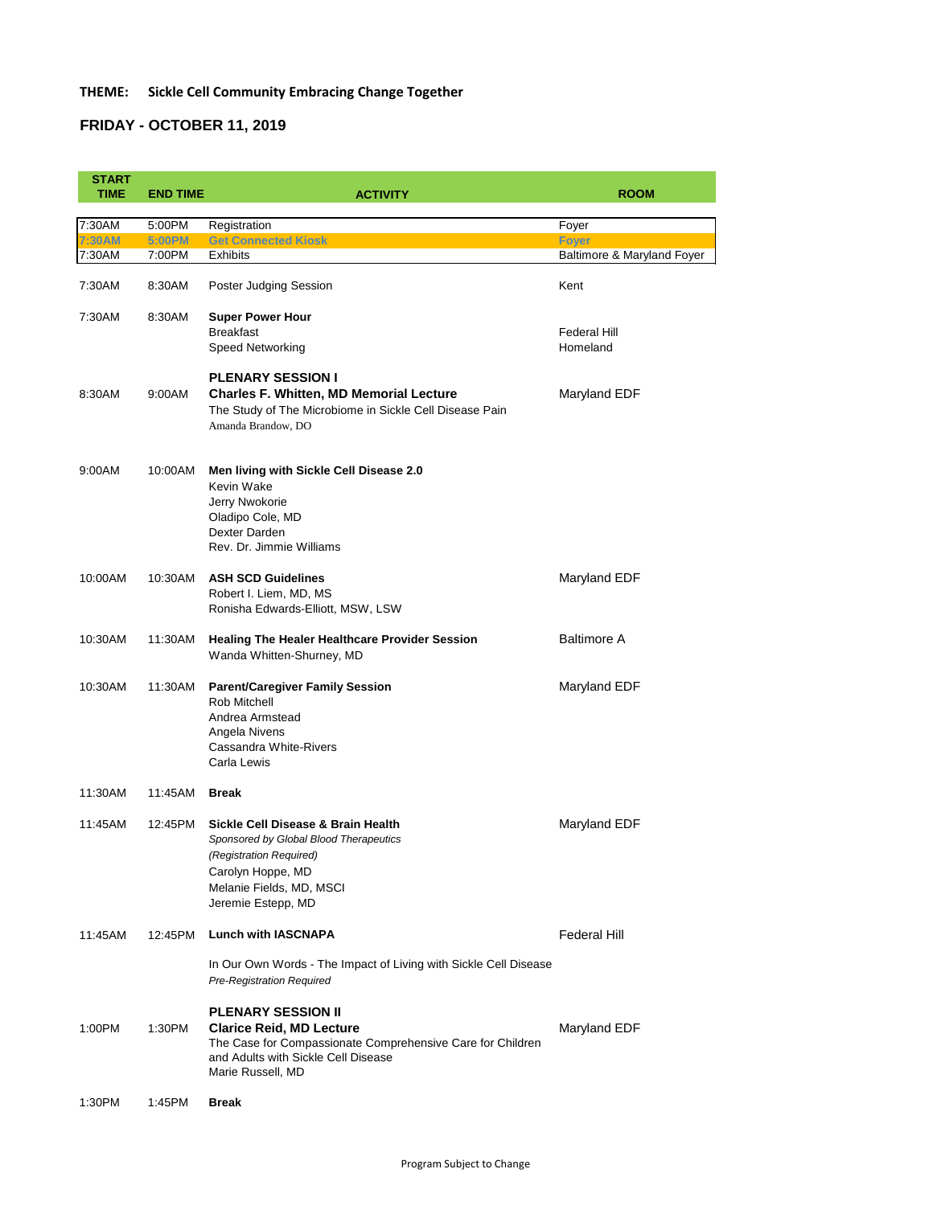**THEME: Sickle Cell Community Embracing Change Together**

## FRIDAY - OCTOBER 11, 2019

| START TIME | END TIME | ACTIVITY | ROOM |
|---|---|---|---|
| 7:30AM | 5:00PM | Registration | Foyer |
| 7:30AM | 5:00PM | **Get Connected Kiosk** | Foyer |
| 7:30AM | 7:00PM | Exhibits | Baltimore & Maryland Foyer |
| 7:30AM | 8:30AM | Poster Judging Session | Kent |
| 7:30AM | 8:30AM | **Super Power Hour**<br>Breakfast<br>Speed Networking | <br>Federal Hill<br>Homeland |
| 8:30AM | 9:00AM | **PLENARY SESSION I**<br>**Charles F. Whitten, MD Memorial Lecture**<br>The Study of The Microbiome in Sickle Cell Disease Pain<br>Amanda Brandow, DO | Maryland EDF |
| 9:00AM | 10:00AM | **Men living with Sickle Cell Disease 2.0**<br>Kevin Wake<br>Jerry Nwokorie<br>Oladipo Cole, MD<br>Dexter Darden<br>Rev. Dr. Jimmie Williams | |
| 10:00AM | 10:30AM | **ASH SCD Guidelines**<br>Robert I. Liem, MD, MS<br>Ronisha Edwards-Elliott, MSW, LSW | Maryland EDF |
| 10:30AM | 11:30AM | **Healing The Healer Healthcare Provider Session**<br>Wanda Whitten-Shurney, MD | Baltimore A |
| 10:30AM | 11:30AM | **Parent/Caregiver Family Session**<br>Rob Mitchell<br>Andrea Armstead<br>Angela Nivens<br>Cassandra White-Rivers<br>Carla Lewis | Maryland EDF |
| 11:30AM | 11:45AM | **Break** | |
| 11:45AM | 12:45PM | **Sickle Cell Disease & Brain Health**<br>*Sponsored by Global Blood Therapeutics*<br>*(Registration Required)*<br>Carolyn Hoppe, MD<br>Melanie Fields, MD, MSCI<br>Jeremie Estepp, MD | Maryland EDF |
| 11:45AM | 12:45PM | **Lunch with IASCNAPA**<br><br>In Our Own Words - The Impact of Living with Sickle Cell Disease<br>*Pre-Registration Required* | Federal Hill |
| 1:00PM | 1:30PM | **PLENARY SESSION II**<br>**Clarice Reid, MD Lecture**<br>The Case for Compassionate Comprehensive Care for Children and Adults with Sickle Cell Disease<br>Marie Russell, MD | Maryland EDF |
| 1:30PM | 1:45PM | **Break** | |

Program Subject to Change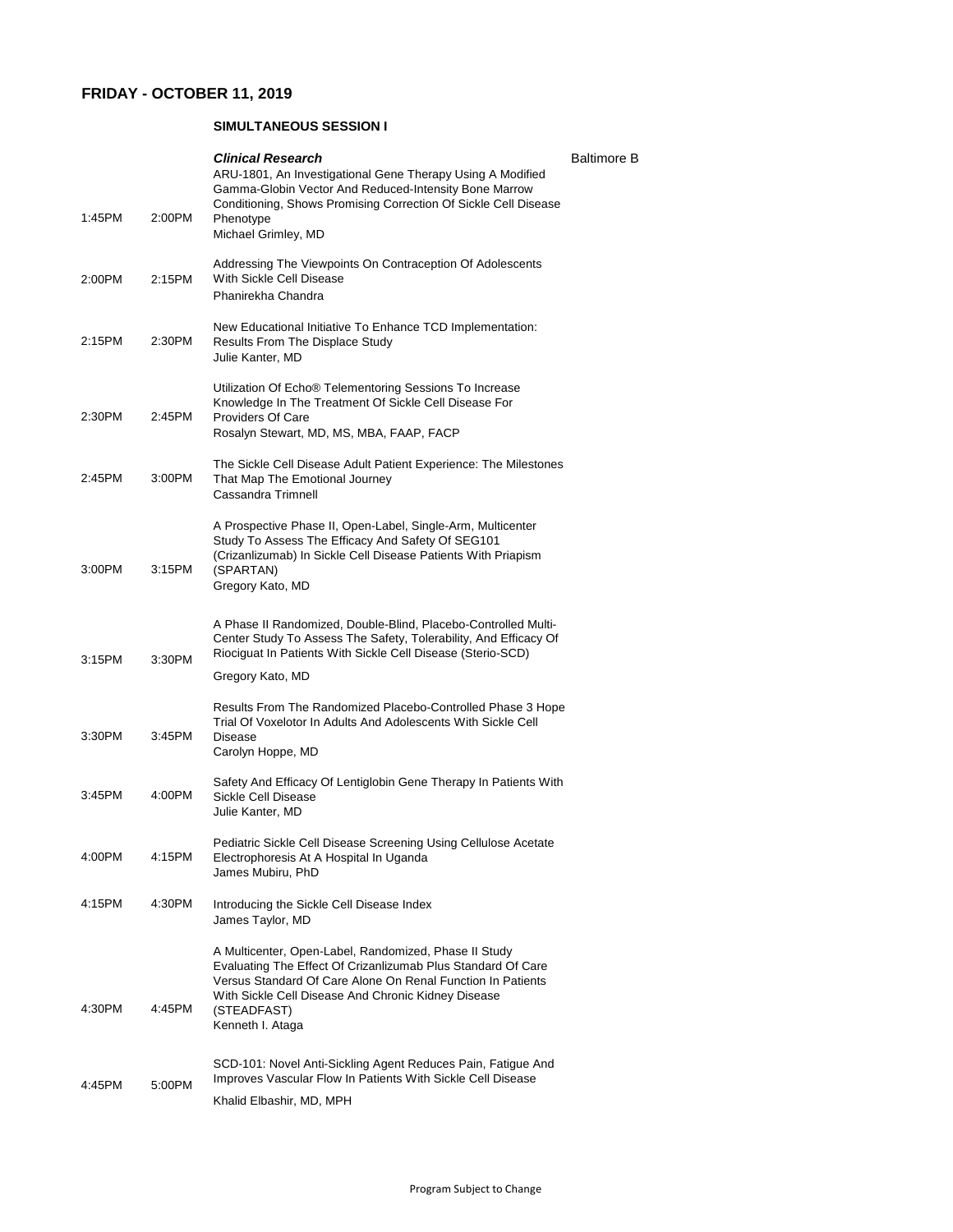## FRIDAY - OCTOBER 11, 2019

### SIMULTANEOUS SESSION I

***Clinical Research*** — Baltimore B

| Start | End | Presentation |
|---|---|---|
| 1:45PM | 2:00PM | ARU-1801, An Investigational Gene Therapy Using A Modified Gamma-Globin Vector And Reduced-Intensity Bone Marrow Conditioning, Shows Promising Correction Of Sickle Cell Disease Phenotype<br>Michael Grimley, MD |
| 2:00PM | 2:15PM | Addressing The Viewpoints On Contraception Of Adolescents With Sickle Cell Disease<br>Phanirekha Chandra |
| 2:15PM | 2:30PM | New Educational Initiative To Enhance TCD Implementation: Results From The Displace Study<br>Julie Kanter, MD |
| 2:30PM | 2:45PM | Utilization Of Echo® Telementoring Sessions To Increase Knowledge In The Treatment Of Sickle Cell Disease For Providers Of Care<br>Rosalyn Stewart, MD, MS, MBA, FAAP, FACP |
| 2:45PM | 3:00PM | The Sickle Cell Disease Adult Patient Experience: The Milestones That Map The Emotional Journey<br>Cassandra Trimnell |
| 3:00PM | 3:15PM | A Prospective Phase II, Open-Label, Single-Arm, Multicenter Study To Assess The Efficacy And Safety Of SEG101 (Crizanlizumab) In Sickle Cell Disease Patients With Priapism (SPARTAN)<br>Gregory Kato, MD |
| 3:15PM | 3:30PM | A Phase II Randomized, Double-Blind, Placebo-Controlled Multi-Center Study To Assess The Safety, Tolerability, And Efficacy Of Riociguat In Patients With Sickle Cell Disease (Sterio-SCD)<br>Gregory Kato, MD |
| 3:30PM | 3:45PM | Results From The Randomized Placebo-Controlled Phase 3 Hope Trial Of Voxelotor In Adults And Adolescents With Sickle Cell Disease<br>Carolyn Hoppe, MD |
| 3:45PM | 4:00PM | Safety And Efficacy Of Lentiglobin Gene Therapy In Patients With Sickle Cell Disease<br>Julie Kanter, MD |
| 4:00PM | 4:15PM | Pediatric Sickle Cell Disease Screening Using Cellulose Acetate Electrophoresis At A Hospital In Uganda<br>James Mubiru, PhD |
| 4:15PM | 4:30PM | Introducing the Sickle Cell Disease Index<br>James Taylor, MD |
| 4:30PM | 4:45PM | A Multicenter, Open-Label, Randomized, Phase II Study Evaluating The Effect Of Crizanlizumab Plus Standard Of Care Versus Standard Of Care Alone On Renal Function In Patients With Sickle Cell Disease And Chronic Kidney Disease (STEADFAST)<br>Kenneth I. Ataga |
| 4:45PM | 5:00PM | SCD-101: Novel Anti-Sickling Agent Reduces Pain, Fatigue And Improves Vascular Flow In Patients With Sickle Cell Disease<br>Khalid Elbashir, MD, MPH |

Program Subject to Change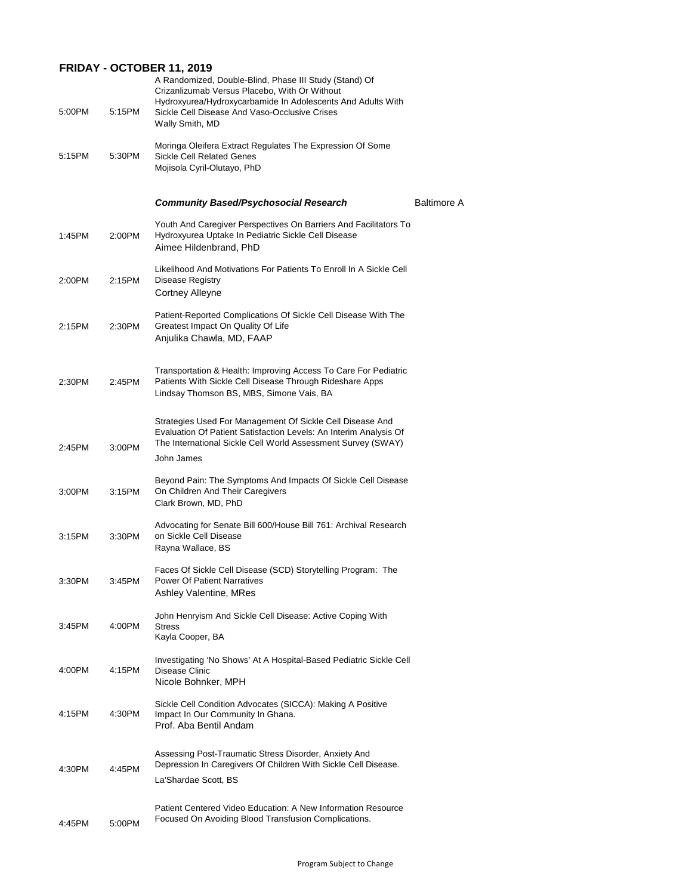## FRIDAY - OCTOBER 11, 2019

| Start | End | Session |
|---|---|---|
| 5:00PM | 5:15PM | A Randomized, Double-Blind, Phase III Study (Stand) Of Crizanlizumab Versus Placebo, With Or Without Hydroxyurea/Hydroxycarbamide In Adolescents And Adults With Sickle Cell Disease And Vaso-Occlusive Crises<br>Wally Smith, MD |
| 5:15PM | 5:30PM | Moringa Oleifera Extract Regulates The Expression Of Some Sickle Cell Related Genes<br>Mojisola Cyril-Olutayo, PhD |

### *Community Based/Psychosocial Research* — Baltimore A

| Start | End | Session |
|---|---|---|
| 1:45PM | 2:00PM | Youth And Caregiver Perspectives On Barriers And Facilitators To Hydroxyurea Uptake In Pediatric Sickle Cell Disease<br>Aimee Hildenbrand, PhD |
| 2:00PM | 2:15PM | Likelihood And Motivations For Patients To Enroll In A Sickle Cell Disease Registry<br>Cortney Alleyne |
| 2:15PM | 2:30PM | Patient-Reported Complications Of Sickle Cell Disease With The Greatest Impact On Quality Of Life<br>Anjulika Chawla, MD, FAAP |
| 2:30PM | 2:45PM | Transportation & Health: Improving Access To Care For Pediatric Patients With Sickle Cell Disease Through Rideshare Apps<br>Lindsay Thomson BS, MBS, Simone Vais, BA |
| 2:45PM | 3:00PM | Strategies Used For Management Of Sickle Cell Disease And Evaluation Of Patient Satisfaction Levels: An Interim Analysis Of The International Sickle Cell World Assessment Survey (SWAY)<br>John James |
| 3:00PM | 3:15PM | Beyond Pain: The Symptoms And Impacts Of Sickle Cell Disease On Children And Their Caregivers<br>Clark Brown, MD, PhD |
| 3:15PM | 3:30PM | Advocating for Senate Bill 600/House Bill 761: Archival Research on Sickle Cell Disease<br>Rayna Wallace, BS |
| 3:30PM | 3:45PM | Faces Of Sickle Cell Disease (SCD) Storytelling Program: The Power Of Patient Narratives<br>Ashley Valentine, MRes |
| 3:45PM | 4:00PM | John Henryism And Sickle Cell Disease: Active Coping With Stress<br>Kayla Cooper, BA |
| 4:00PM | 4:15PM | Investigating 'No Shows' At A Hospital-Based Pediatric Sickle Cell Disease Clinic<br>Nicole Bohnker, MPH |
| 4:15PM | 4:30PM | Sickle Cell Condition Advocates (SICCA): Making A Positive Impact In Our Community In Ghana.<br>Prof. Aba Bentil Andam |
| 4:30PM | 4:45PM | Assessing Post-Traumatic Stress Disorder, Anxiety And Depression In Caregivers Of Children With Sickle Cell Disease.<br>La'Shardae Scott, BS |
| 4:45PM | 5:00PM | Patient Centered Video Education: A New Information Resource Focused On Avoiding Blood Transfusion Complications. |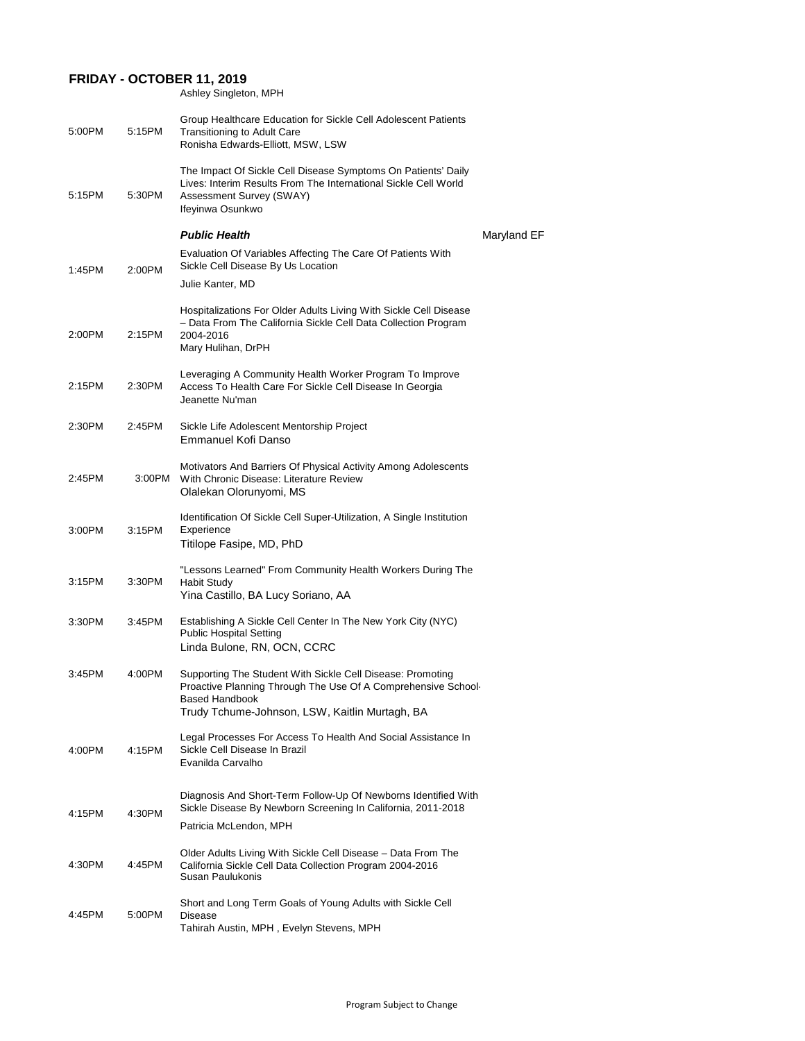## FRIDAY - OCTOBER 11, 2019

| Start | End | Session | Room |
|---|---|---|---|
| | | Ashley Singleton, MPH | |
| 5:00PM | 5:15PM | Group Healthcare Education for Sickle Cell Adolescent Patients Transitioning to Adult Care<br>Ronisha Edwards-Elliott, MSW, LSW | |
| 5:15PM | 5:30PM | The Impact Of Sickle Cell Disease Symptoms On Patients' Daily Lives: Interim Results From The International Sickle Cell World Assessment Survey (SWAY)<br>Ifeyinwa Osunkwo | |
| | | ***Public Health*** | Maryland EF |
| 1:45PM | 2:00PM | Evaluation Of Variables Affecting The Care Of Patients With Sickle Cell Disease By Us Location<br>Julie Kanter, MD | |
| 2:00PM | 2:15PM | Hospitalizations For Older Adults Living With Sickle Cell Disease – Data From The California Sickle Cell Data Collection Program 2004-2016<br>Mary Hulihan, DrPH | |
| 2:15PM | 2:30PM | Leveraging A Community Health Worker Program To Improve Access To Health Care For Sickle Cell Disease In Georgia<br>Jeanette Nu'man | |
| 2:30PM | 2:45PM | Sickle Life Adolescent Mentorship Project<br>Emmanuel Kofi Danso | |
| 2:45PM | 3:00PM | Motivators And Barriers Of Physical Activity Among Adolescents With Chronic Disease: Literature Review<br>Olalekan Olorunyomi, MS | |
| 3:00PM | 3:15PM | Identification Of Sickle Cell Super-Utilization, A Single Institution Experience<br>Titilope Fasipe, MD, PhD | |
| 3:15PM | 3:30PM | "Lessons Learned" From Community Health Workers During The Habit Study<br>Yina Castillo, BA Lucy Soriano, AA | |
| 3:30PM | 3:45PM | Establishing A Sickle Cell Center In The New York City (NYC) Public Hospital Setting<br>Linda Bulone, RN, OCN, CCRC | |
| 3:45PM | 4:00PM | Supporting The Student With Sickle Cell Disease: Promoting Proactive Planning Through The Use Of A Comprehensive School-Based Handbook<br>Trudy Tchume-Johnson, LSW, Kaitlin Murtagh, BA | |
| 4:00PM | 4:15PM | Legal Processes For Access To Health And Social Assistance In Sickle Cell Disease In Brazil<br>Evanilda Carvalho | |
| 4:15PM | 4:30PM | Diagnosis And Short-Term Follow-Up Of Newborns Identified With Sickle Disease By Newborn Screening In California, 2011-2018<br>Patricia McLendon, MPH | |
| 4:30PM | 4:45PM | Older Adults Living With Sickle Cell Disease – Data From The California Sickle Cell Data Collection Program 2004-2016<br>Susan Paulukonis | |
| 4:45PM | 5:00PM | Short and Long Term Goals of Young Adults with Sickle Cell Disease<br>Tahirah Austin, MPH , Evelyn Stevens, MPH | |

Program Subject to Change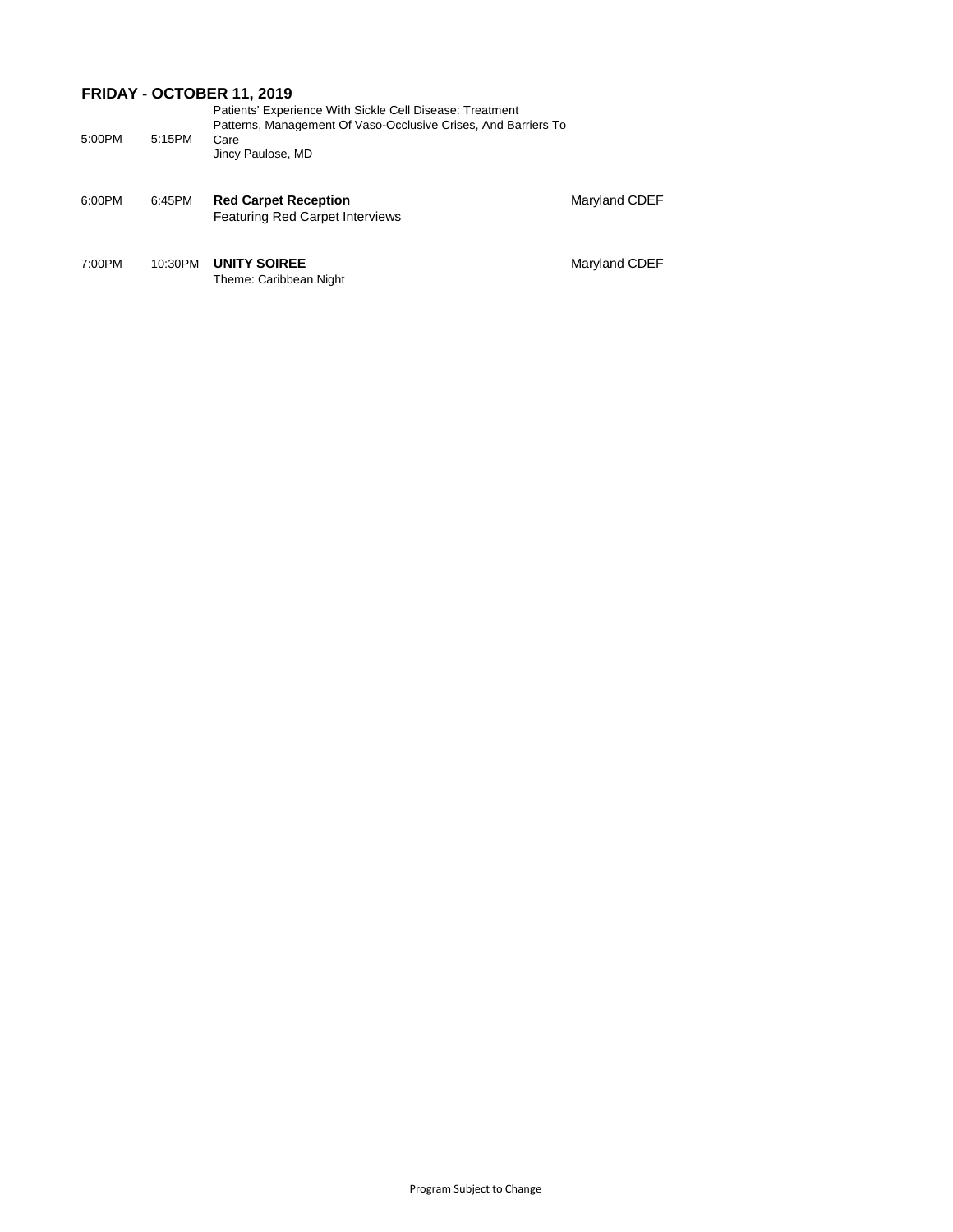## FRIDAY - OCTOBER 11, 2019

| Start | End | Session | Location |
|---|---|---|---|
| 5:00PM | 5:15PM | Patients' Experience With Sickle Cell Disease: Treatment Patterns, Management Of Vaso-Occlusive Crises, And Barriers To Care<br>Jincy Paulose, MD | |
| 6:00PM | 6:45PM | **Red Carpet Reception**<br>Featuring Red Carpet Interviews | Maryland CDEF |
| 7:00PM | 10:30PM | **UNITY SOIREE**<br>Theme: Caribbean Night | Maryland CDEF |

Program Subject to Change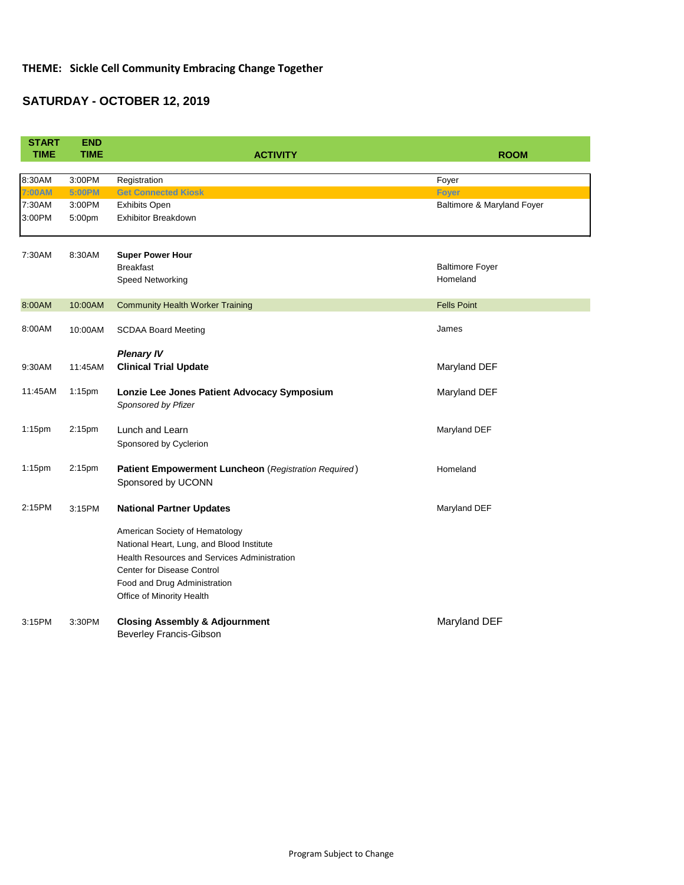**THEME: Sickle Cell Community Embracing Change Together**

## SATURDAY - OCTOBER 12, 2019

| START TIME | END TIME | ACTIVITY | ROOM |
|---|---|---|---|
| 8:30AM | 3:00PM | Registration | Foyer |
| 7:00AM | 5:00PM | **Get Connected Kiosk** | **Foyer** |
| 7:30AM | 3:00PM | Exhibits Open | Baltimore & Maryland Foyer |
| 3:00PM | 5:00pm | Exhibitor Breakdown | |
| 7:30AM | 8:30AM | **Super Power Hour** | |
| | | Breakfast | Baltimore Foyer |
| | | Speed Networking | Homeland |
| 8:00AM | 10:00AM | Community Health Worker Training | Fells Point |
| 8:00AM | 10:00AM | SCDAA Board Meeting | James |
| | | ***Plenary IV*** | |
| 9:30AM | 11:45AM | **Clinical Trial Update** | Maryland DEF |
| 11:45AM | 1:15pm | **Lonzie Lee Jones Patient Advocacy Symposium** *Sponsored by Pfizer* | Maryland DEF |
| 1:15pm | 2:15pm | Lunch and Learn Sponsored by Cyclerion | Maryland DEF |
| 1:15pm | 2:15pm | **Patient Empowerment Luncheon** (*Registration Required*) Sponsored by UCONN | Homeland |
| 2:15PM | 3:15PM | **National Partner Updates** | Maryland DEF |
| | | American Society of Hematology | |
| | | National Heart, Lung, and Blood Institute | |
| | | Health Resources and Services Administration | |
| | | Center for Disease Control | |
| | | Food and Drug Administration | |
| | | Office of Minority Health | |
| 3:15PM | 3:30PM | **Closing Assembly & Adjournment** Beverley Francis-Gibson | Maryland DEF |

Program Subject to Change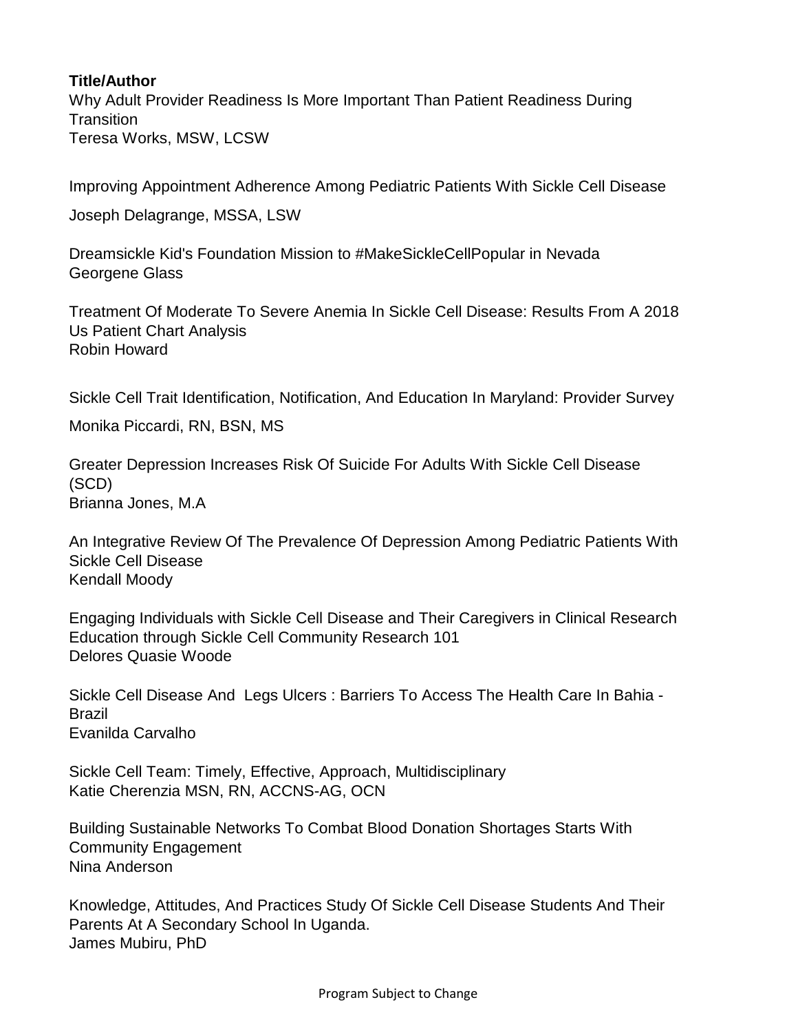**Title/Author**

Why Adult Provider Readiness Is More Important Than Patient Readiness During Transition
Teresa Works, MSW, LCSW

Improving Appointment Adherence Among Pediatric Patients With Sickle Cell Disease
Joseph Delagrange, MSSA, LSW

Dreamsickle Kid's Foundation Mission to #MakeSickleCellPopular in Nevada
Georgene Glass

Treatment Of Moderate To Severe Anemia In Sickle Cell Disease: Results From A 2018 Us Patient Chart Analysis
Robin Howard

Sickle Cell Trait Identification, Notification, And Education In Maryland: Provider Survey
Monika Piccardi, RN, BSN, MS

Greater Depression Increases Risk Of Suicide For Adults With Sickle Cell Disease (SCD)
Brianna Jones, M.A

An Integrative Review Of The Prevalence Of Depression Among Pediatric Patients With Sickle Cell Disease
Kendall Moody

Engaging Individuals with Sickle Cell Disease and Their Caregivers in Clinical Research Education through Sickle Cell Community Research 101
Delores Quasie Woode

Sickle Cell Disease And Legs Ulcers : Barriers To Access The Health Care In Bahia - Brazil
Evanilda Carvalho

Sickle Cell Team: Timely, Effective, Approach, Multidisciplinary
Katie Cherenzia MSN, RN, ACCNS-AG, OCN

Building Sustainable Networks To Combat Blood Donation Shortages Starts With Community Engagement
Nina Anderson

Knowledge, Attitudes, And Practices Study Of Sickle Cell Disease Students And Their Parents At A Secondary School In Uganda.
James Mubiru, PhD

Program Subject to Change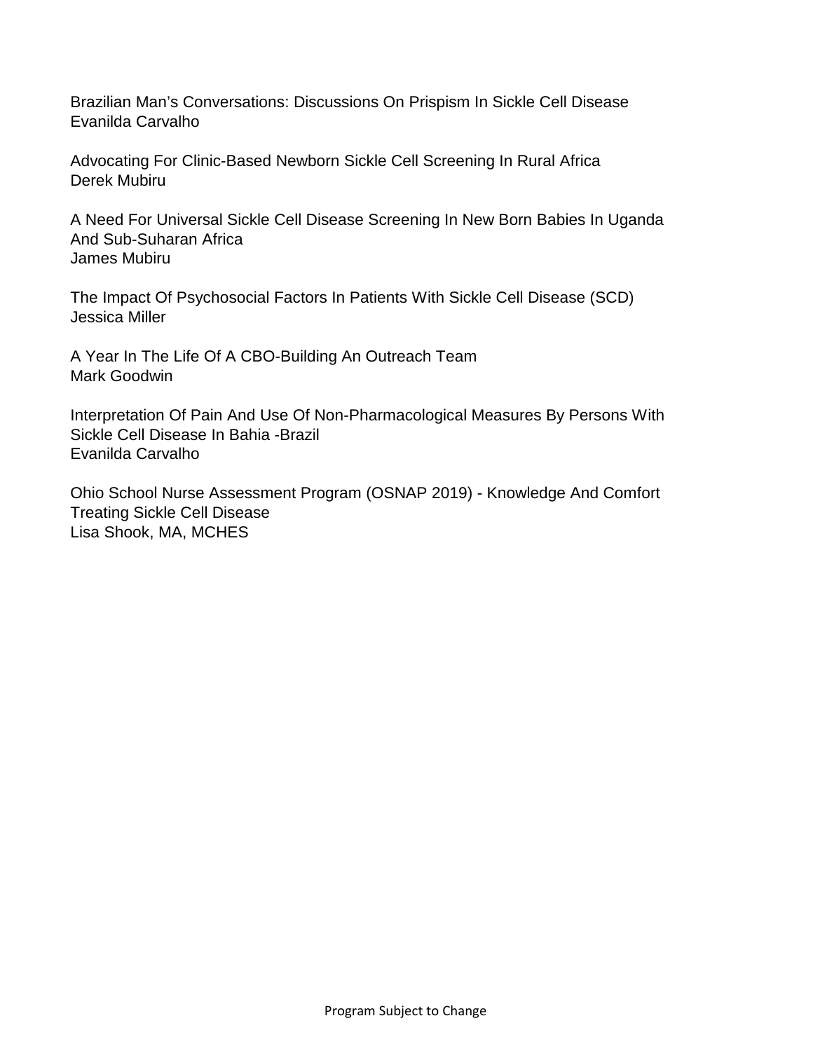Brazilian Man's Conversations: Discussions On Prispism In Sickle Cell Disease
Evanilda Carvalho

Advocating For Clinic-Based Newborn Sickle Cell Screening In Rural Africa
Derek Mubiru

A Need For Universal Sickle Cell Disease Screening In New Born Babies In Uganda And Sub-Suharan Africa
James Mubiru

The Impact Of Psychosocial Factors In Patients With Sickle Cell Disease (SCD)
Jessica Miller

A Year In The Life Of A CBO-Building An Outreach Team
Mark Goodwin

Interpretation Of Pain And Use Of Non-Pharmacological Measures By Persons With Sickle Cell Disease In Bahia -Brazil
Evanilda Carvalho

Ohio School Nurse Assessment Program (OSNAP 2019) - Knowledge And Comfort Treating Sickle Cell Disease
Lisa Shook, MA, MCHES